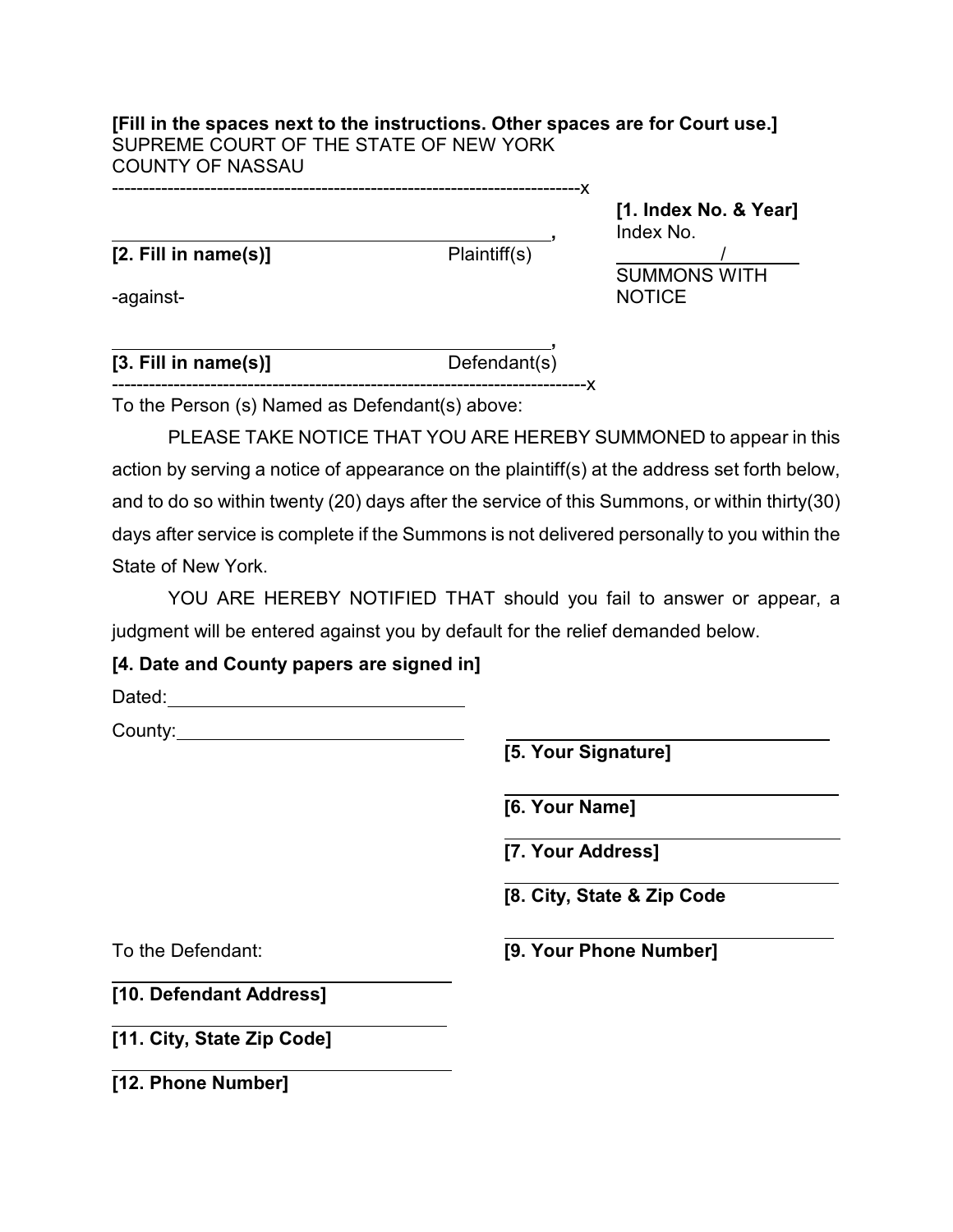**[Fill in the spaces next to the instructions. Other spaces are for Court use.]**
SUPREME COURT OF THE STATE OF NEW YORK
COUNTY OF NASSAU

---------------------------------------------------------------------------x

| | | |
|---|---|---|
| ______________________________________, | | **[1. Index No. & Year]** |
| **[2. Fill in name(s)]** | Plaintiff(s) | Index No. ________/________ |
| -against- | | SUMMONS WITH NOTICE |
| ______________________________________, | | |
| **[3. Fill in name(s)]** | Defendant(s) | |

---------------------------------------------------------------------------x

To the Person (s) Named as Defendant(s) above:

PLEASE TAKE NOTICE THAT YOU ARE HEREBY SUMMONED to appear in this action by serving a notice of appearance on the plaintiff(s) at the address set forth below, and to do so within twenty (20) days after the service of this Summons, or within thirty(30) days after service is complete if the Summons is not delivered personally to you within the State of New York.

YOU ARE HEREBY NOTIFIED THAT should you fail to answer or appear, a judgment will be entered against you by default for the relief demanded below.

**[4. Date and County papers are signed in]**

Dated:______________________________

County:_____________________________

______________________________
**[5. Your Signature]**

______________________________
**[6. Your Name]**

______________________________
**[7. Your Address]**

______________________________
**[8. City, State & Zip Code**

______________________________
**[9. Your Phone Number]**

To the Defendant:

______________________________
**[10. Defendant Address]**

______________________________
**[11. City, State Zip Code]**

______________________________
**[12. Phone Number]**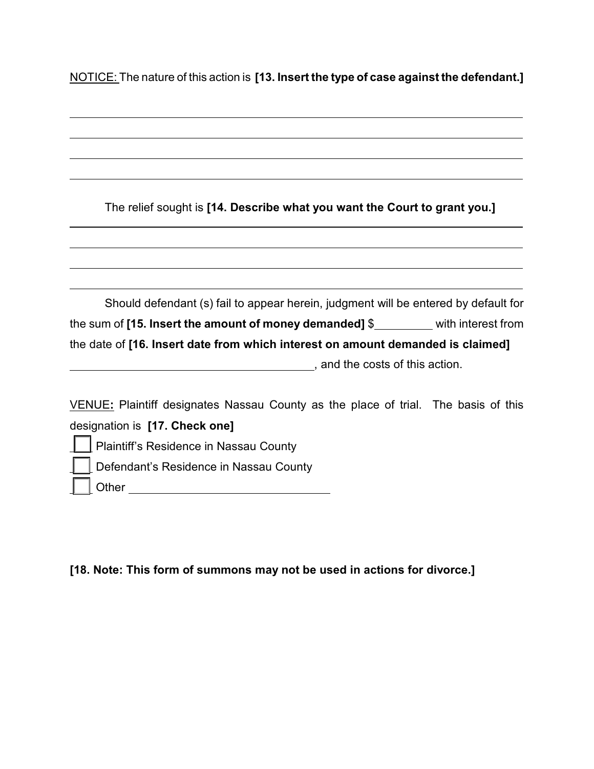NOTICE: The nature of this action is **[13. Insert the type of case against the defendant.]**

\_\_\_\_\_\_\_\_\_\_\_\_\_\_\_\_\_\_\_\_\_\_\_\_\_\_\_\_\_\_\_\_\_\_\_\_\_\_\_\_\_\_\_\_\_\_\_\_\_\_\_\_\_\_\_\_\_\_\_\_\_\_\_\_\_\_\_\_\_\_

\_\_\_\_\_\_\_\_\_\_\_\_\_\_\_\_\_\_\_\_\_\_\_\_\_\_\_\_\_\_\_\_\_\_\_\_\_\_\_\_\_\_\_\_\_\_\_\_\_\_\_\_\_\_\_\_\_\_\_\_\_\_\_\_\_\_\_\_\_\_

\_\_\_\_\_\_\_\_\_\_\_\_\_\_\_\_\_\_\_\_\_\_\_\_\_\_\_\_\_\_\_\_\_\_\_\_\_\_\_\_\_\_\_\_\_\_\_\_\_\_\_\_\_\_\_\_\_\_\_\_\_\_\_\_\_\_\_\_\_\_

\_\_\_\_\_\_\_\_\_\_\_\_\_\_\_\_\_\_\_\_\_\_\_\_\_\_\_\_\_\_\_\_\_\_\_\_\_\_\_\_\_\_\_\_\_\_\_\_\_\_\_\_\_\_\_\_\_\_\_\_\_\_\_\_\_\_\_\_\_\_

The relief sought is **[14. Describe what you want the Court to grant you.]**

\_\_\_\_\_\_\_\_\_\_\_\_\_\_\_\_\_\_\_\_\_\_\_\_\_\_\_\_\_\_\_\_\_\_\_\_\_\_\_\_\_\_\_\_\_\_\_\_\_\_\_\_\_\_\_\_\_\_\_\_\_\_\_\_\_\_\_\_\_\_

\_\_\_\_\_\_\_\_\_\_\_\_\_\_\_\_\_\_\_\_\_\_\_\_\_\_\_\_\_\_\_\_\_\_\_\_\_\_\_\_\_\_\_\_\_\_\_\_\_\_\_\_\_\_\_\_\_\_\_\_\_\_\_\_\_\_\_\_\_\_

\_\_\_\_\_\_\_\_\_\_\_\_\_\_\_\_\_\_\_\_\_\_\_\_\_\_\_\_\_\_\_\_\_\_\_\_\_\_\_\_\_\_\_\_\_\_\_\_\_\_\_\_\_\_\_\_\_\_\_\_\_\_\_\_\_\_\_\_\_\_

\_\_\_\_\_\_\_\_\_\_\_\_\_\_\_\_\_\_\_\_\_\_\_\_\_\_\_\_\_\_\_\_\_\_\_\_\_\_\_\_\_\_\_\_\_\_\_\_\_\_\_\_\_\_\_\_\_\_\_\_\_\_\_\_\_\_\_\_\_\_

Should defendant (s) fail to appear herein, judgment will be entered by default for the sum of **[15. Insert the amount of money demanded]** $\_\_\_\_\_\_\_\_\_ with interest from the date of **[16. Insert date from which interest on amount demanded is claimed]** \_\_\_\_\_\_\_\_\_\_\_\_\_\_\_\_\_\_\_\_\_\_\_\_\_\_\_\_\_\_\_\_\_\_\_\_\_\_\_, and the costs of this action.

VENUE**:** Plaintiff designates Nassau County as the place of trial. The basis of this designation is **[17. Check one]**

☐ Plaintiff's Residence in Nassau County

☐ Defendant's Residence in Nassau County

☐ Other \_\_\_\_\_\_\_\_\_\_\_\_\_\_\_\_\_\_\_\_\_\_\_\_\_\_\_\_\_\_\_\_

**[18. Note: This form of summons may not be used in actions for divorce.]**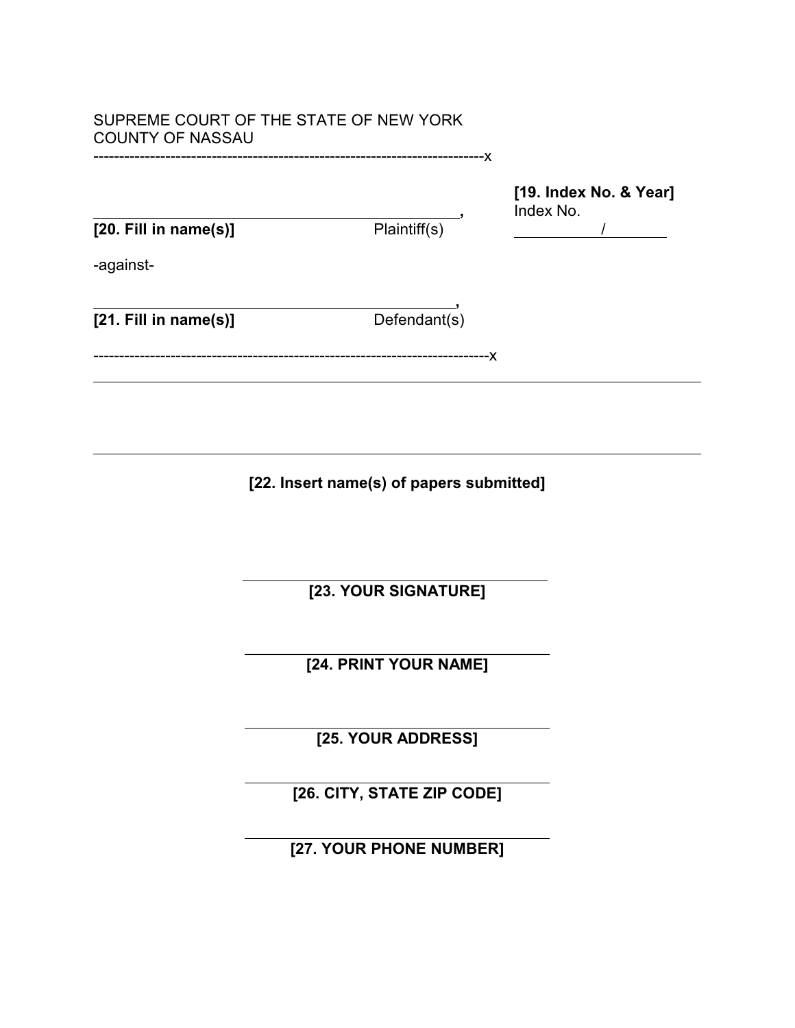SUPREME COURT OF THE STATE OF NEW YORK
COUNTY OF NASSAU

-------------------------------------------------------------------------x

**[19. Index No. & Year]**
Index No.
_________/_______

_______________________________________________,
**[20. Fill in name(s)]** Plaintiff(s)

-against-

_______________________________________________,
**[21. Fill in name(s)]** Defendant(s)

-------------------------------------------------------------------------x

---

---

**[22. Insert name(s) of papers submitted]**

_______________________________________
**[23. YOUR SIGNATURE]**

_______________________________________
**[24. PRINT YOUR NAME]**

_______________________________________
**[25. YOUR ADDRESS]**

_______________________________________
**[26. CITY, STATE ZIP CODE]**

_______________________________________
**[27. YOUR PHONE NUMBER]**